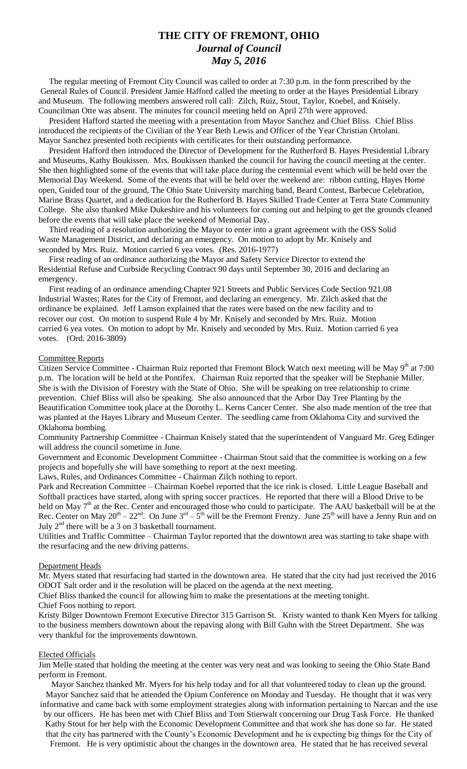# THE CITY OF FREMONT, OHIO

## *Journal of Council*

## *May 5, 2016*

The regular meeting of Fremont City Council was called to order at 7:30 p.m. in the form prescribed by the General Rules of Council. President Jamie Hafford called the meeting to order at the Hayes Presidential Library and Museum. The following members answered roll call: Zilch, Ruiz, Stout, Taylor, Koebel, and Knisely. Councilman Otte was absent. The minutes for council meeting held on April 27th were approved.

President Hafford started the meeting with a presentation from Mayor Sanchez and Chief Bliss. Chief Bliss introduced the recipients of the Civilian of the Year Beth Lewis and Officer of the Year Christian Ortolani. Mayor Sanchez presented both recipients with certificates for their outstanding performance.

President Hafford then introduced the Director of Development for the Rutherford B. Hayes Presidential Library and Museums, Kathy Boukissen. Mrs. Boukissen thanked the council for having the council meeting at the center. She then highlighted some of the events that will take place during the centennial event which will be held over the Memorial Day Weekend. Some of the events that will be held over the weekend are: ribbon cutting, Hayes Home open, Guided tour of the ground, The Ohio State University marching band, Beard Contest, Barbecue Celebration, Marine Brass Quartet, and a dedication for the Rutherford B. Hayes Skilled Trade Center at Terra State Community College. She also thanked Mike Dukeshire and his volunteers for coming out and helping to get the grounds cleaned before the events that will take place the weekend of Memorial Day.

Third reading of a resolution authorizing the Mayor to enter into a grant agreement with the OSS Solid Waste Management District, and declaring an emergency. On motion to adopt by Mr. Knisely and seconded by Mrs. Ruiz. Motion carried 6 yea votes. (Res. 2016-1977)

First reading of an ordinance authorizing the Mayor and Safety Service Director to extend the Residential Refuse and Curbside Recycling Contract 90 days until September 30, 2016 and declaring an emergency.

First reading of an ordinance amending Chapter 921 Streets and Public Services Code Section 921.08 Industrial Wastes; Rates for the City of Fremont, and declaring an emergency. Mr. Zilch asked that the ordinance be explained. Jeff Lamson explained that the rates were based on the new facility and to recover our cost. On motion to suspend Rule 4 by Mr. Knisely and seconded by Mrs. Ruiz. Motion carried 6 yea votes. On motion to adopt by Mr. Knisely and seconded by Mrs. Ruiz. Motion carried 6 yea votes. (Ord. 2016-3809)

### Committee Reports

Citizen Service Committee - Chairman Ruiz reported that Fremont Block Watch next meeting will be May 9th at 7:00 p.m. The location will be held at the Pontifex. Chairman Ruiz reported that the speaker will be Stephanie Miller. She is with the Division of Forestry with the State of Ohio. She will be speaking on tree relationship to crime prevention. Chief Bliss will also be speaking. She also announced that the Arbor Day Tree Planting by the Beautification Committee took place at the Dorothy L. Kerns Cancer Center. She also made mention of the tree that was planted at the Hayes Library and Museum Center. The seedling came from Oklahoma City and survived the Oklahoma bombing.

Community Partnership Committee - Chairman Knisely stated that the superintendent of Vanguard Mr. Greg Edinger will address the council sometime in June.

Government and Economic Development Committee - Chairman Stout said that the committee is working on a few projects and hopefully she will have something to report at the next meeting.

Laws, Rules, and Ordinances Committee - Chairman Zilch nothing to report.

Park and Recreation Committee – Chairman Koebel reported that the ice rink is closed. Little League Baseball and Softball practices have started, along with spring soccer practices. He reported that there will a Blood Drive to be held on May 7th at the Rec. Center and encouraged those who could to participate. The AAU basketball will be at the Rec. Center on May 20th – 22nd. On June 3rd – 5th will be the Fremont Frenzy. June 25th will have a Jenny Run and on July 2nd there will be a 3 on 3 basketball tournament.

Utilities and Traffic Committee – Chairman Taylor reported that the downtown area was starting to take shape with the resurfacing and the new driving patterns.

### Department Heads

Mr. Myers stated that resurfacing had started in the downtown area. He stated that the city had just received the 2016 ODOT Salt order and it the resolution will be placed on the agenda at the next meeting.

Chief Bliss thanked the council for allowing him to make the presentations at the meeting tonight.

Chief Foos nothing to report.

Kristy Bilger Downtown Fremont Executive Director 315 Garrison St. Kristy wanted to thank Ken Myers for talking to the business members downtown about the repaving along with Bill Guhn with the Street Department. She was very thankful for the improvements downtown.

### Elected Officials

Jim Melle stated that holding the meeting at the center was very neat and was looking to seeing the Ohio State Band perform in Fremont.

Mayor Sanchez thanked Mr. Myers for his help today and for all that volunteered today to clean up the ground. Mayor Sanchez said that he attended the Opium Conference on Monday and Tuesday. He thought that it was very informative and came back with some employment strategies along with information pertaining to Narcan and the use by our officers. He has been met with Chief Bliss and Tom Stierwalt concerning our Drug Task Force. He thanked Kathy Stout for her help with the Economic Development Committee and that work she has done so far. He stated that the city has partnered with the County's Economic Development and he is expecting big things for the City of Fremont. He is very optimistic about the changes in the downtown area. He stated that he has received several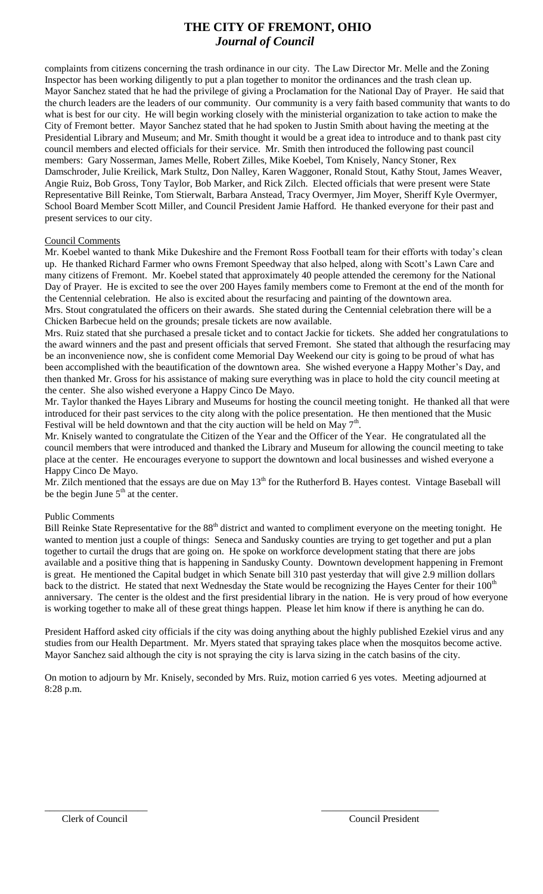complaints from citizens concerning the trash ordinance in our city. The Law Director Mr. Melle and the Zoning Inspector has been working diligently to put a plan together to monitor the ordinances and the trash clean up. Mayor Sanchez stated that he had the privilege of giving a Proclamation for the National Day of Prayer. He said that the church leaders are the leaders of our community. Our community is a very faith based community that wants to do what is best for our city. He will begin working closely with the ministerial organization to take action to make the City of Fremont better. Mayor Sanchez stated that he had spoken to Justin Smith about having the meeting at the Presidential Library and Museum; and Mr. Smith thought it would be a great idea to introduce and to thank past city council members and elected officials for their service. Mr. Smith then introduced the following past council members: Gary Nosserman, James Melle, Robert Zilles, Mike Koebel, Tom Knisely, Nancy Stoner, Rex Damschroder, Julie Kreilick, Mark Stultz, Don Nalley, Karen Waggoner, Ronald Stout, Kathy Stout, James Weaver, Angie Ruiz, Bob Gross, Tony Taylor, Bob Marker, and Rick Zilch. Elected officials that were present were State Representative Bill Reinke, Tom Stierwalt, Barbara Anstead, Tracy Overmyer, Jim Moyer, Sheriff Kyle Overmyer, School Board Member Scott Miller, and Council President Jamie Hafford. He thanked everyone for their past and present services to our city.

Council Comments

Mr. Koebel wanted to thank Mike Dukeshire and the Fremont Ross Football team for their efforts with today's clean up. He thanked Richard Farmer who owns Fremont Speedway that also helped, along with Scott's Lawn Care and many citizens of Fremont. Mr. Koebel stated that approximately 40 people attended the ceremony for the National Day of Prayer. He is excited to see the over 200 Hayes family members come to Fremont at the end of the month for the Centennial celebration. He also is excited about the resurfacing and painting of the downtown area.

Mrs. Stout congratulated the officers on their awards. She stated during the Centennial celebration there will be a Chicken Barbecue held on the grounds; presale tickets are now available.

Mrs. Ruiz stated that she purchased a presale ticket and to contact Jackie for tickets. She added her congratulations to the award winners and the past and present officials that served Fremont. She stated that although the resurfacing may be an inconvenience now, she is confident come Memorial Day Weekend our city is going to be proud of what has been accomplished with the beautification of the downtown area. She wished everyone a Happy Mother's Day, and then thanked Mr. Gross for his assistance of making sure everything was in place to hold the city council meeting at the center. She also wished everyone a Happy Cinco De Mayo.

Mr. Taylor thanked the Hayes Library and Museums for hosting the council meeting tonight. He thanked all that were introduced for their past services to the city along with the police presentation. He then mentioned that the Music Festival will be held downtown and that the city auction will be held on May 7th.

Mr. Knisely wanted to congratulate the Citizen of the Year and the Officer of the Year. He congratulated all the council members that were introduced and thanked the Library and Museum for allowing the council meeting to take place at the center. He encourages everyone to support the downtown and local businesses and wished everyone a Happy Cinco De Mayo.

Mr. Zilch mentioned that the essays are due on May 13th for the Rutherford B. Hayes contest. Vintage Baseball will be the begin June 5th at the center.

Public Comments

Bill Reinke State Representative for the 88th district and wanted to compliment everyone on the meeting tonight. He wanted to mention just a couple of things: Seneca and Sandusky counties are trying to get together and put a plan together to curtail the drugs that are going on. He spoke on workforce development stating that there are jobs available and a positive thing that is happening in Sandusky County. Downtown development happening in Fremont is great. He mentioned the Capital budget in which Senate bill 310 past yesterday that will give 2.9 million dollars back to the district. He stated that next Wednesday the State would be recognizing the Hayes Center for their 100th anniversary. The center is the oldest and the first presidential library in the nation. He is very proud of how everyone is working together to make all of these great things happen. Please let him know if there is anything he can do.

President Hafford asked city officials if the city was doing anything about the highly published Ezekiel virus and any studies from our Health Department. Mr. Myers stated that spraying takes place when the mosquitos become active. Mayor Sanchez said although the city is not spraying the city is larva sizing in the catch basins of the city.

On motion to adjourn by Mr. Knisely, seconded by Mrs. Ruiz, motion carried 6 yes votes. Meeting adjourned at 8:28 p.m.

\_\_\_\_\_\_\_\_\_\_\_\_\_\_\_\_\_\_\_\_ \_\_\_\_\_\_\_\_\_\_\_\_\_\_\_\_\_\_\_\_

Clerk of Council Council President